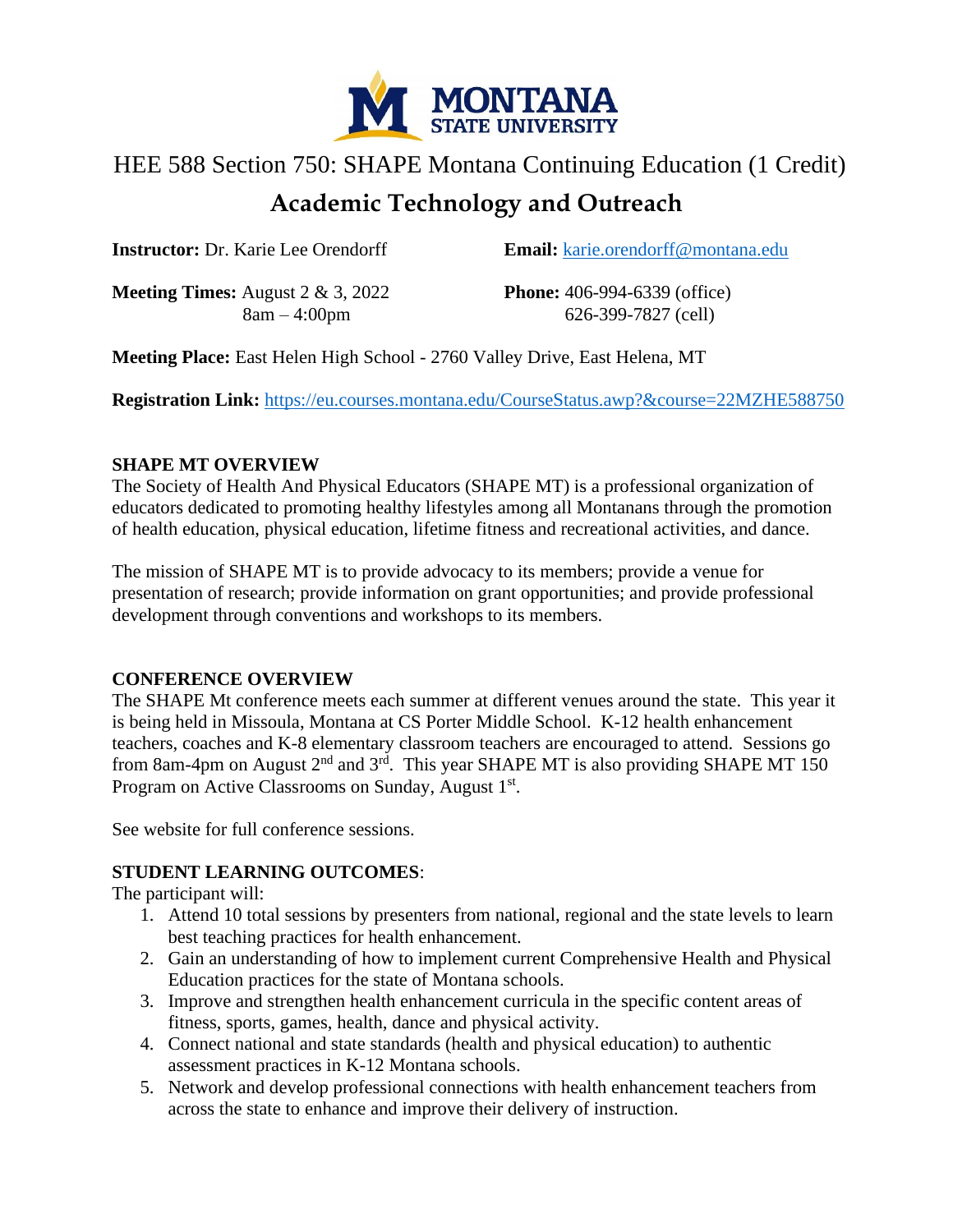# MONTANA STATE UNIVERSITY

HEE 588 Section 750: SHAPE Montana Continuing Education (1 Credit)

## Academic Technology and Outreach

**Instructor:** Dr. Karie Lee Orendorff

**Email:** karie.orendorff@montana.edu

**Meeting Times:** August 2 & 3, 2022
8am – 4:00pm

**Phone:** 406-994-6339 (office)
626-399-7827 (cell)

**Meeting Place:** East Helen High School - 2760 Valley Drive, East Helena, MT

**Registration Link:** https://eu.courses.montana.edu/CourseStatus.awp?&course=22MZHE588750

### SHAPE MT OVERVIEW

The Society of Health And Physical Educators (SHAPE MT) is a professional organization of educators dedicated to promoting healthy lifestyles among all Montanans through the promotion of health education, physical education, lifetime fitness and recreational activities, and dance.

The mission of SHAPE MT is to provide advocacy to its members; provide a venue for presentation of research; provide information on grant opportunities; and provide professional development through conventions and workshops to its members.

### CONFERENCE OVERVIEW

The SHAPE Mt conference meets each summer at different venues around the state. This year it is being held in Missoula, Montana at CS Porter Middle School. K-12 health enhancement teachers, coaches and K-8 elementary classroom teachers are encouraged to attend. Sessions go from 8am-4pm on August 2nd and 3rd. This year SHAPE MT is also providing SHAPE MT 150 Program on Active Classrooms on Sunday, August 1st.

See website for full conference sessions.

### STUDENT LEARNING OUTCOMES:

The participant will:

1. Attend 10 total sessions by presenters from national, regional and the state levels to learn best teaching practices for health enhancement.
2. Gain an understanding of how to implement current Comprehensive Health and Physical Education practices for the state of Montana schools.
3. Improve and strengthen health enhancement curricula in the specific content areas of fitness, sports, games, health, dance and physical activity.
4. Connect national and state standards (health and physical education) to authentic assessment practices in K-12 Montana schools.
5. Network and develop professional connections with health enhancement teachers from across the state to enhance and improve their delivery of instruction.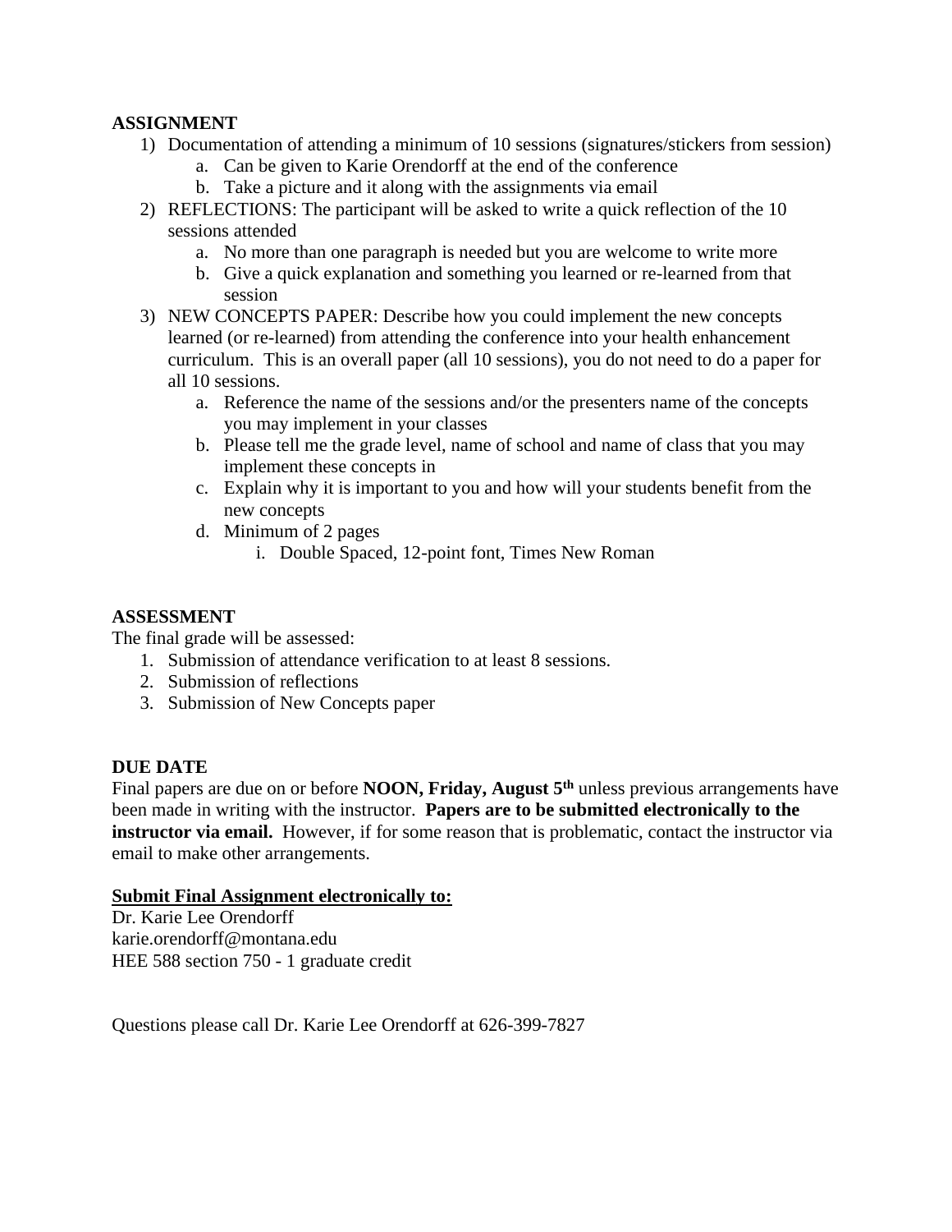**ASSIGNMENT**

1) Documentation of attending a minimum of 10 sessions (signatures/stickers from session)
    a. Can be given to Karie Orendorff at the end of the conference
    b. Take a picture and it along with the assignments via email
2) REFLECTIONS: The participant will be asked to write a quick reflection of the 10 sessions attended
    a. No more than one paragraph is needed but you are welcome to write more
    b. Give a quick explanation and something you learned or re-learned from that session
3) NEW CONCEPTS PAPER: Describe how you could implement the new concepts learned (or re-learned) from attending the conference into your health enhancement curriculum. This is an overall paper (all 10 sessions), you do not need to do a paper for all 10 sessions.
    a. Reference the name of the sessions and/or the presenters name of the concepts you may implement in your classes
    b. Please tell me the grade level, name of school and name of class that you may implement these concepts in
    c. Explain why it is important to you and how will your students benefit from the new concepts
    d. Minimum of 2 pages
        i. Double Spaced, 12-point font, Times New Roman

**ASSESSMENT**

The final grade will be assessed:

1. Submission of attendance verification to at least 8 sessions.
2. Submission of reflections
3. Submission of New Concepts paper

**DUE DATE**

Final papers are due on or before **NOON, Friday, August 5th** unless previous arrangements have been made in writing with the instructor. **Papers are to be submitted electronically to the instructor via email.** However, if for some reason that is problematic, contact the instructor via email to make other arrangements.

<u>**Submit Final Assignment electronically to:**</u>

Dr. Karie Lee Orendorff
karie.orendorff@montana.edu
HEE 588 section 750 - 1 graduate credit

Questions please call Dr. Karie Lee Orendorff at 626-399-7827